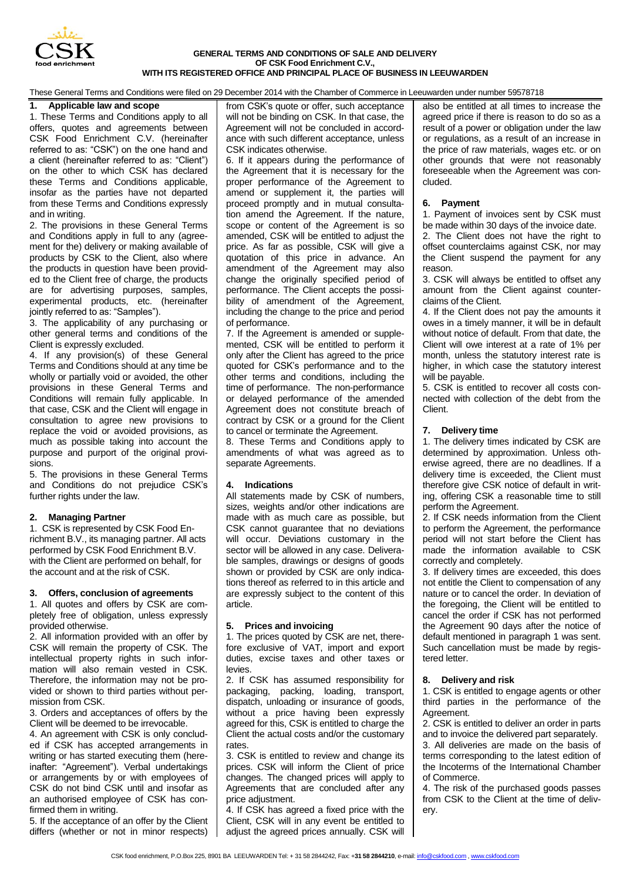# GENERAL TERMS AND CONDITIONS OF SALE AND DELIVERY OF CSK Food Enrichment C.V., WITH ITS REGISTERED OFFICE AND PRINCIPAL PLACE OF BUSINESS IN LEEUWARDEN

These General Terms and Conditions were filed on 29 December 2014 with the Chamber of Commerce in Leeuwarden under number 59578718

## 1. Applicable law and scope

1. These Terms and Conditions apply to all offers, quotes and agreements between CSK Food Enrichment C.V. (hereinafter referred to as: "CSK") on the one hand and a client (hereinafter referred to as: "Client") on the other to which CSK has declared these Terms and Conditions applicable, insofar as the parties have not departed from these Terms and Conditions expressly and in writing.

2. The provisions in these General Terms and Conditions apply in full to any (agreement for the) delivery or making available of products by CSK to the Client, also where the products in question have been provided to the Client free of charge, the products are for advertising purposes, samples, experimental products, etc. (hereinafter jointly referred to as: "Samples").

3. The applicability of any purchasing or other general terms and conditions of the Client is expressly excluded.

4. If any provision(s) of these General Terms and Conditions should at any time be wholly or partially void or avoided, the other provisions in these General Terms and Conditions will remain fully applicable. In that case, CSK and the Client will engage in consultation to agree new provisions to replace the void or avoided provisions, as much as possible taking into account the purpose and purport of the original provisions.

5. The provisions in these General Terms and Conditions do not prejudice CSK's further rights under the law.

## 2. Managing Partner

1. CSK is represented by CSK Food Enrichment B.V., its managing partner. All acts performed by CSK Food Enrichment B.V. with the Client are performed on behalf, for the account and at the risk of CSK.

## 3. Offers, conclusion of agreements

1. All quotes and offers by CSK are completely free of obligation, unless expressly provided otherwise.

2. All information provided with an offer by CSK will remain the property of CSK. The intellectual property rights in such information will also remain vested in CSK. Therefore, the information may not be provided or shown to third parties without permission from CSK.

3. Orders and acceptances of offers by the Client will be deemed to be irrevocable.

4. An agreement with CSK is only concluded if CSK has accepted arrangements in writing or has started executing them (hereinafter: "Agreement"). Verbal undertakings or arrangements by or with employees of CSK do not bind CSK until and insofar as an authorised employee of CSK has confirmed them in writing.

5. If the acceptance of an offer by the Client differs (whether or not in minor respects) from CSK's quote or offer, such acceptance will not be binding on CSK. In that case, the Agreement will not be concluded in accordance with such different acceptance, unless CSK indicates otherwise.

6. If it appears during the performance of the Agreement that it is necessary for the proper performance of the Agreement to amend or supplement it, the parties will proceed promptly and in mutual consultation amend the Agreement. If the nature, scope or content of the Agreement is so amended, CSK will be entitled to adjust the price. As far as possible, CSK will give a quotation of this price in advance. An amendment of the Agreement may also change the originally specified period of performance. The Client accepts the possibility of amendment of the Agreement, including the change to the price and period of performance.

7. If the Agreement is amended or supplemented, CSK will be entitled to perform it only after the Client has agreed to the price quoted for CSK's performance and to the other terms and conditions, including the time of performance. The non-performance or delayed performance of the amended Agreement does not constitute breach of contract by CSK or a ground for the Client to cancel or terminate the Agreement.

8. These Terms and Conditions apply to amendments of what was agreed as to separate Agreements.

## 4. Indications

All statements made by CSK of numbers, sizes, weights and/or other indications are made with as much care as possible, but CSK cannot guarantee that no deviations will occur. Deviations customary in the sector will be allowed in any case. Deliverable samples, drawings or designs of goods shown or provided by CSK are only indications thereof as referred to in this article and are expressly subject to the content of this article.

## 5. Prices and invoicing

1. The prices quoted by CSK are net, therefore exclusive of VAT, import and export duties, excise taxes and other taxes or levies.

2. If CSK has assumed responsibility for packaging, packing, loading, transport, dispatch, unloading or insurance of goods, without a price having been expressly agreed for this, CSK is entitled to charge the Client the actual costs and/or the customary rates.

3. CSK is entitled to review and change its prices. CSK will inform the Client of price changes. The changed prices will apply to Agreements that are concluded after any price adjustment.

4. If CSK has agreed a fixed price with the Client, CSK will in any event be entitled to adjust the agreed prices annually. CSK will also be entitled at all times to increase the agreed price if there is reason to do so as a result of a power or obligation under the law or regulations, as a result of an increase in the price of raw materials, wages etc. or on other grounds that were not reasonably foreseeable when the Agreement was concluded.

## 6. Payment

1. Payment of invoices sent by CSK must be made within 30 days of the invoice date.

2. The Client does not have the right to offset counterclaims against CSK, nor may the Client suspend the payment for any reason.

3. CSK will always be entitled to offset any amount from the Client against counterclaims of the Client.

4. If the Client does not pay the amounts it owes in a timely manner, it will be in default without notice of default. From that date, the Client will owe interest at a rate of 1% per month, unless the statutory interest rate is higher, in which case the statutory interest will be payable.

5. CSK is entitled to recover all costs connected with collection of the debt from the Client.

## 7. Delivery time

1. The delivery times indicated by CSK are determined by approximation. Unless otherwise agreed, there are no deadlines. If a delivery time is exceeded, the Client must therefore give CSK notice of default in writing, offering CSK a reasonable time to still perform the Agreement.

2. If CSK needs information from the Client to perform the Agreement, the performance period will not start before the Client has made the information available to CSK correctly and completely.

3. If delivery times are exceeded, this does not entitle the Client to compensation of any nature or to cancel the order. In deviation of the foregoing, the Client will be entitled to cancel the order if CSK has not performed the Agreement 90 days after the notice of default mentioned in paragraph 1 was sent. Such cancellation must be made by registered letter.

## 8. Delivery and risk

1. CSK is entitled to engage agents or other third parties in the performance of the Agreement.

2. CSK is entitled to deliver an order in parts and to invoice the delivered part separately.

3. All deliveries are made on the basis of terms corresponding to the latest edition of the Incoterms of the International Chamber of Commerce.

4. The risk of the purchased goods passes from CSK to the Client at the time of delivery.

CSK food enrichment, P.O.Box 225, 8901 BA LEEUWARDEN Tel: + 31 58 2844242, Fax: +31 58 2844210, e-mail: info@cskfood.com , www.cskfood.com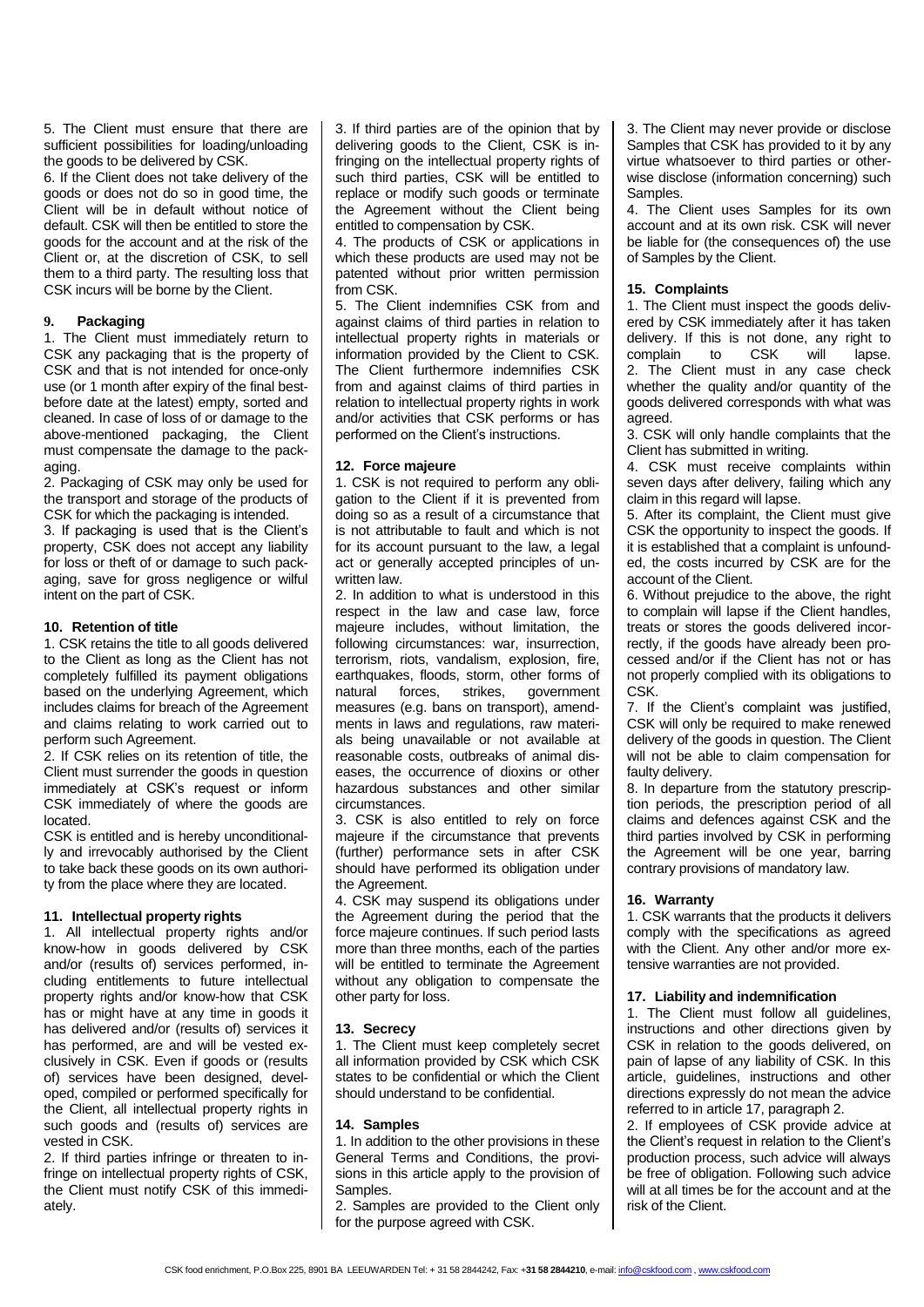5. The Client must ensure that there are sufficient possibilities for loading/unloading the goods to be delivered by CSK.

6. If the Client does not take delivery of the goods or does not do so in good time, the Client will be in default without notice of default. CSK will then be entitled to store the goods for the account and at the risk of the Client or, at the discretion of CSK, to sell them to a third party. The resulting loss that CSK incurs will be borne by the Client.

### 9. Packaging

1. The Client must immediately return to CSK any packaging that is the property of CSK and that is not intended for once-only use (or 1 month after expiry of the final best-before date at the latest) empty, sorted and cleaned. In case of loss of or damage to the above-mentioned packaging, the Client must compensate the damage to the packaging.

2. Packaging of CSK may only be used for the transport and storage of the products of CSK for which the packaging is intended.

3. If packaging is used that is the Client's property, CSK does not accept any liability for loss or theft of or damage to such packaging, save for gross negligence or wilful intent on the part of CSK.

### 10. Retention of title

1. CSK retains the title to all goods delivered to the Client as long as the Client has not completely fulfilled its payment obligations based on the underlying Agreement, which includes claims for breach of the Agreement and claims relating to work carried out to perform such Agreement.

2. If CSK relies on its retention of title, the Client must surrender the goods in question immediately at CSK's request or inform CSK immediately of where the goods are located.

CSK is entitled and is hereby unconditionally and irrevocably authorised by the Client to take back these goods on its own authority from the place where they are located.

### 11. Intellectual property rights

1. All intellectual property rights and/or know-how in goods delivered by CSK and/or (results of) services performed, including entitlements to future intellectual property rights and/or know-how that CSK has or might have at any time in goods it has delivered and/or (results of) services it has performed, are and will be vested exclusively in CSK. Even if goods or (results of) services have been designed, developed, compiled or performed specifically for the Client, all intellectual property rights in such goods and (results of) services are vested in CSK.

2. If third parties infringe or threaten to infringe on intellectual property rights of CSK, the Client must notify CSK of this immediately.

3. If third parties are of the opinion that by delivering goods to the Client, CSK is infringing on the intellectual property rights of such third parties, CSK will be entitled to replace or modify such goods or terminate the Agreement without the Client being entitled to compensation by CSK.

4. The products of CSK or applications in which these products are used may not be patented without prior written permission from CSK.

5. The Client indemnifies CSK from and against claims of third parties in relation to intellectual property rights in materials or information provided by the Client to CSK. The Client furthermore indemnifies CSK from and against claims of third parties in relation to intellectual property rights in work and/or activities that CSK performs or has performed on the Client's instructions.

### 12. Force majeure

1. CSK is not required to perform any obligation to the Client if it is prevented from doing so as a result of a circumstance that is not attributable to fault and which is not for its account pursuant to the law, a legal act or generally accepted principles of unwritten law.

2. In addition to what is understood in this respect in the law and case law, force majeure includes, without limitation, the following circumstances: war, insurrection, terrorism, riots, vandalism, explosion, fire, earthquakes, floods, storm, other forms of natural forces, strikes, government measures (e.g. bans on transport), amendments in laws and regulations, raw materials being unavailable or not available at reasonable costs, outbreaks of animal diseases, the occurrence of dioxins or other hazardous substances and other similar circumstances.

3. CSK is also entitled to rely on force majeure if the circumstance that prevents (further) performance sets in after CSK should have performed its obligation under the Agreement.

4. CSK may suspend its obligations under the Agreement during the period that the force majeure continues. If such period lasts more than three months, each of the parties will be entitled to terminate the Agreement without any obligation to compensate the other party for loss.

### 13. Secrecy

1. The Client must keep completely secret all information provided by CSK which CSK states to be confidential or which the Client should understand to be confidential.

### 14. Samples

1. In addition to the other provisions in these General Terms and Conditions, the provisions in this article apply to the provision of Samples.

2. Samples are provided to the Client only for the purpose agreed with CSK.

3. The Client may never provide or disclose Samples that CSK has provided to it by any virtue whatsoever to third parties or otherwise disclose (information concerning) such Samples.

4. The Client uses Samples for its own account and at its own risk. CSK will never be liable for (the consequences of) the use of Samples by the Client.

### 15. Complaints

1. The Client must inspect the goods delivered by CSK immediately after it has taken delivery. If this is not done, any right to complain to CSK will lapse.

2. The Client must in any case check whether the quality and/or quantity of the goods delivered corresponds with what was agreed.

3. CSK will only handle complaints that the Client has submitted in writing.

4. CSK must receive complaints within seven days after delivery, failing which any claim in this regard will lapse.

5. After its complaint, the Client must give CSK the opportunity to inspect the goods. If it is established that a complaint is unfounded, the costs incurred by CSK are for the account of the Client.

6. Without prejudice to the above, the right to complain will lapse if the Client handles, treats or stores the goods delivered incorrectly, if the goods have already been processed and/or if the Client has not or has not properly complied with its obligations to CSK.

7. If the Client's complaint was justified, CSK will only be required to make renewed delivery of the goods in question. The Client will not be able to claim compensation for faulty delivery.

8. In departure from the statutory prescription periods, the prescription period of all claims and defences against CSK and the third parties involved by CSK in performing the Agreement will be one year, barring contrary provisions of mandatory law.

### 16. Warranty

1. CSK warrants that the products it delivers comply with the specifications as agreed with the Client. Any other and/or more extensive warranties are not provided.

### 17. Liability and indemnification

1. The Client must follow all guidelines, instructions and other directions given by CSK in relation to the goods delivered, on pain of lapse of any liability of CSK. In this article, guidelines, instructions and other directions expressly do not mean the advice referred to in article 17, paragraph 2.

2. If employees of CSK provide advice at the Client's request in relation to the Client's production process, such advice will always be free of obligation. Following such advice will at all times be for the account and at the risk of the Client.

CSK food enrichment, P.O.Box 225, 8901 BA LEEUWARDEN Tel: + 31 58 2844242, Fax: +31 58 2844210, e-mail: info@cskfood.com , www.cskfood.com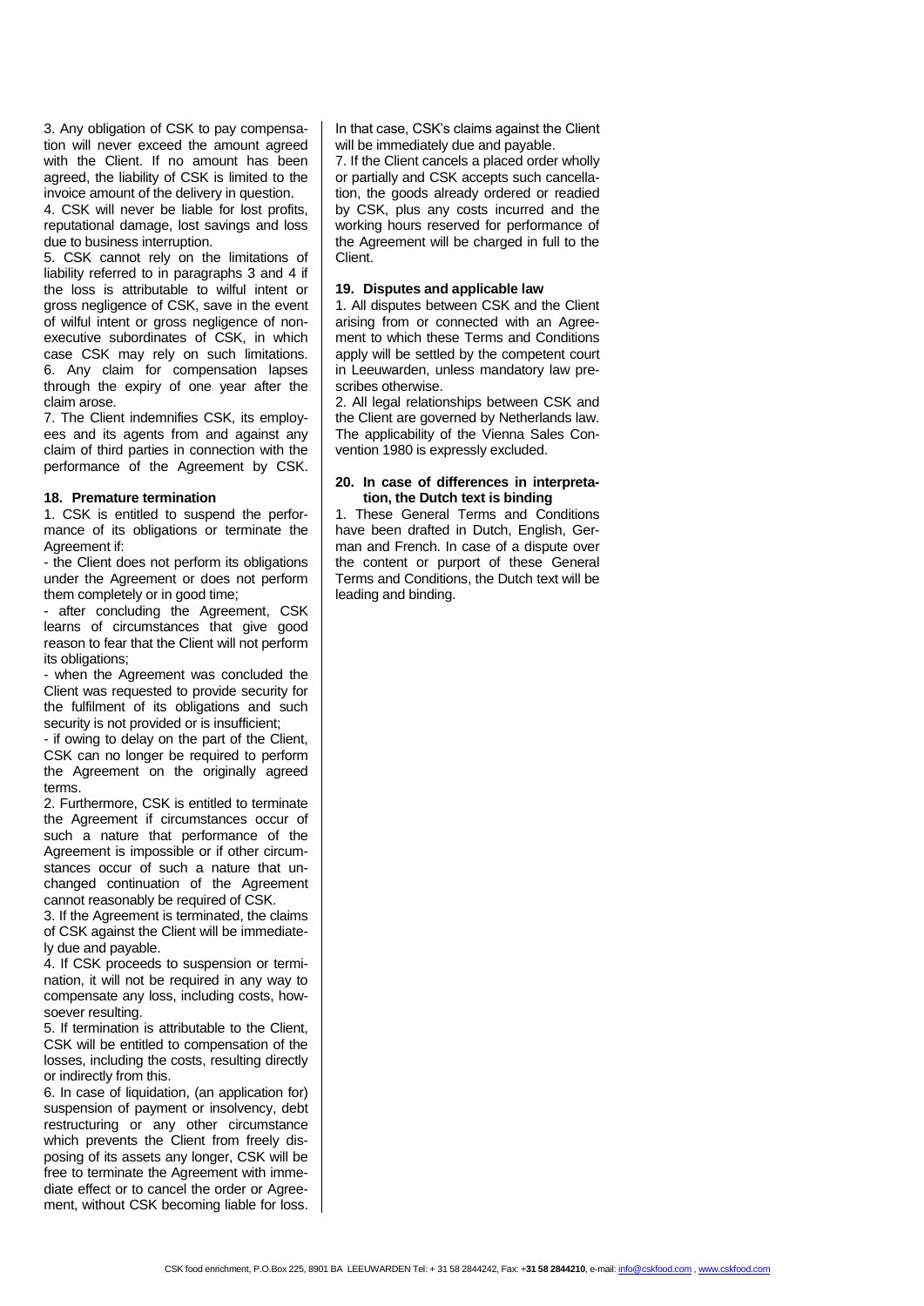3. Any obligation of CSK to pay compensation will never exceed the amount agreed with the Client. If no amount has been agreed, the liability of CSK is limited to the invoice amount of the delivery in question.

4. CSK will never be liable for lost profits, reputational damage, lost savings and loss due to business interruption.

5. CSK cannot rely on the limitations of liability referred to in paragraphs 3 and 4 if the loss is attributable to wilful intent or gross negligence of CSK, save in the event of wilful intent or gross negligence of non-executive subordinates of CSK, in which case CSK may rely on such limitations.

6. Any claim for compensation lapses through the expiry of one year after the claim arose.

7. The Client indemnifies CSK, its employees and its agents from and against any claim of third parties in connection with the performance of the Agreement by CSK.

### 18. Premature termination

1. CSK is entitled to suspend the performance of its obligations or terminate the Agreement if:

- the Client does not perform its obligations under the Agreement or does not perform them completely or in good time;
- after concluding the Agreement, CSK learns of circumstances that give good reason to fear that the Client will not perform its obligations;
- when the Agreement was concluded the Client was requested to provide security for the fulfilment of its obligations and such security is not provided or is insufficient;
- if owing to delay on the part of the Client, CSK can no longer be required to perform the Agreement on the originally agreed terms.

2. Furthermore, CSK is entitled to terminate the Agreement if circumstances occur of such a nature that performance of the Agreement is impossible or if other circumstances occur of such a nature that unchanged continuation of the Agreement cannot reasonably be required of CSK.

3. If the Agreement is terminated, the claims of CSK against the Client will be immediately due and payable.

4. If CSK proceeds to suspension or termination, it will not be required in any way to compensate any loss, including costs, howsoever resulting.

5. If termination is attributable to the Client, CSK will be entitled to compensation of the losses, including the costs, resulting directly or indirectly from this.

6. In case of liquidation, (an application for) suspension of payment or insolvency, debt restructuring or any other circumstance which prevents the Client from freely disposing of its assets any longer, CSK will be free to terminate the Agreement with immediate effect or to cancel the order or Agreement, without CSK becoming liable for loss. In that case, CSK's claims against the Client will be immediately due and payable.

7. If the Client cancels a placed order wholly or partially and CSK accepts such cancellation, the goods already ordered or readied by CSK, plus any costs incurred and the working hours reserved for performance of the Agreement will be charged in full to the Client.

### 19. Disputes and applicable law

1. All disputes between CSK and the Client arising from or connected with an Agreement to which these Terms and Conditions apply will be settled by the competent court in Leeuwarden, unless mandatory law prescribes otherwise.

2. All legal relationships between CSK and the Client are governed by Netherlands law. The applicability of the Vienna Sales Convention 1980 is expressly excluded.

### 20. In case of differences in interpretation, the Dutch text is binding

1. These General Terms and Conditions have been drafted in Dutch, English, German and French. In case of a dispute over the content or purport of these General Terms and Conditions, the Dutch text will be leading and binding.